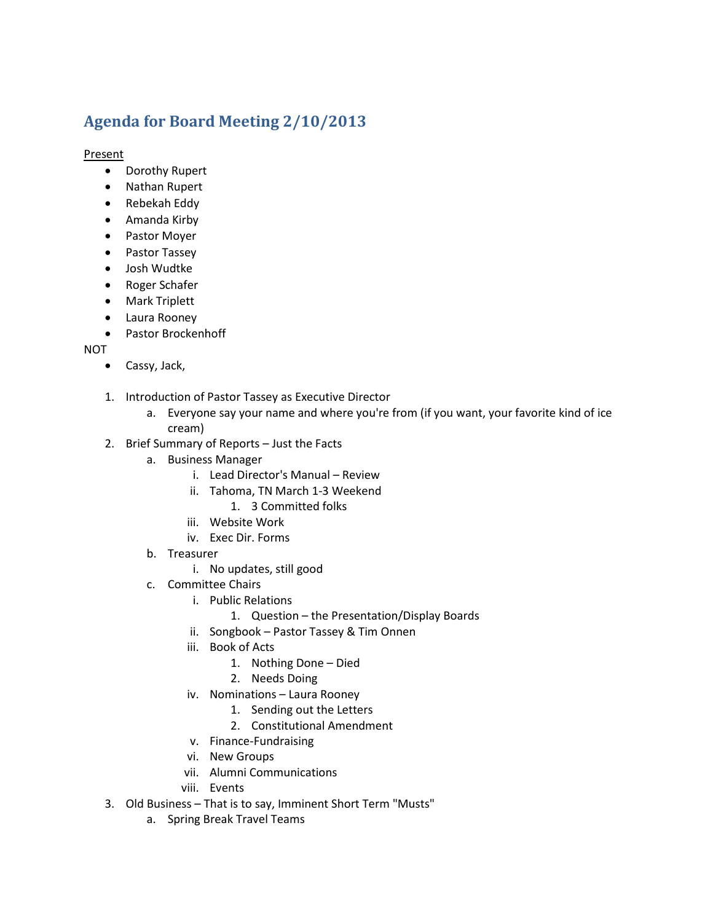# Agenda for Board Meeting 2/10/2013

Present

- Dorothy Rupert
- Nathan Rupert
- Rebekah Eddy
- Amanda Kirby
- Pastor Moyer
- Pastor Tassey
- Josh Wudtke
- Roger Schafer
- Mark Triplett
- Laura Rooney
- Pastor Brockenhoff

NOT

- Cassy, Jack,

1. Introduction of Pastor Tassey as Executive Director
   a. Everyone say your name and where you're from (if you want, your favorite kind of ice cream)
2. Brief Summary of Reports – Just the Facts
   a. Business Manager
      i. Lead Director's Manual – Review
      ii. Tahoma, TN March 1-3 Weekend
         1. 3 Committed folks
      iii. Website Work
      iv. Exec Dir. Forms
   b. Treasurer
      i. No updates, still good
   c. Committee Chairs
      i. Public Relations
         1. Question – the Presentation/Display Boards
      ii. Songbook – Pastor Tassey & Tim Onnen
      iii. Book of Acts
         1. Nothing Done – Died
         2. Needs Doing
      iv. Nominations – Laura Rooney
         1. Sending out the Letters
         2. Constitutional Amendment
      v. Finance-Fundraising
      vi. New Groups
      vii. Alumni Communications
      viii. Events
3. Old Business – That is to say, Imminent Short Term "Musts"
   a. Spring Break Travel Teams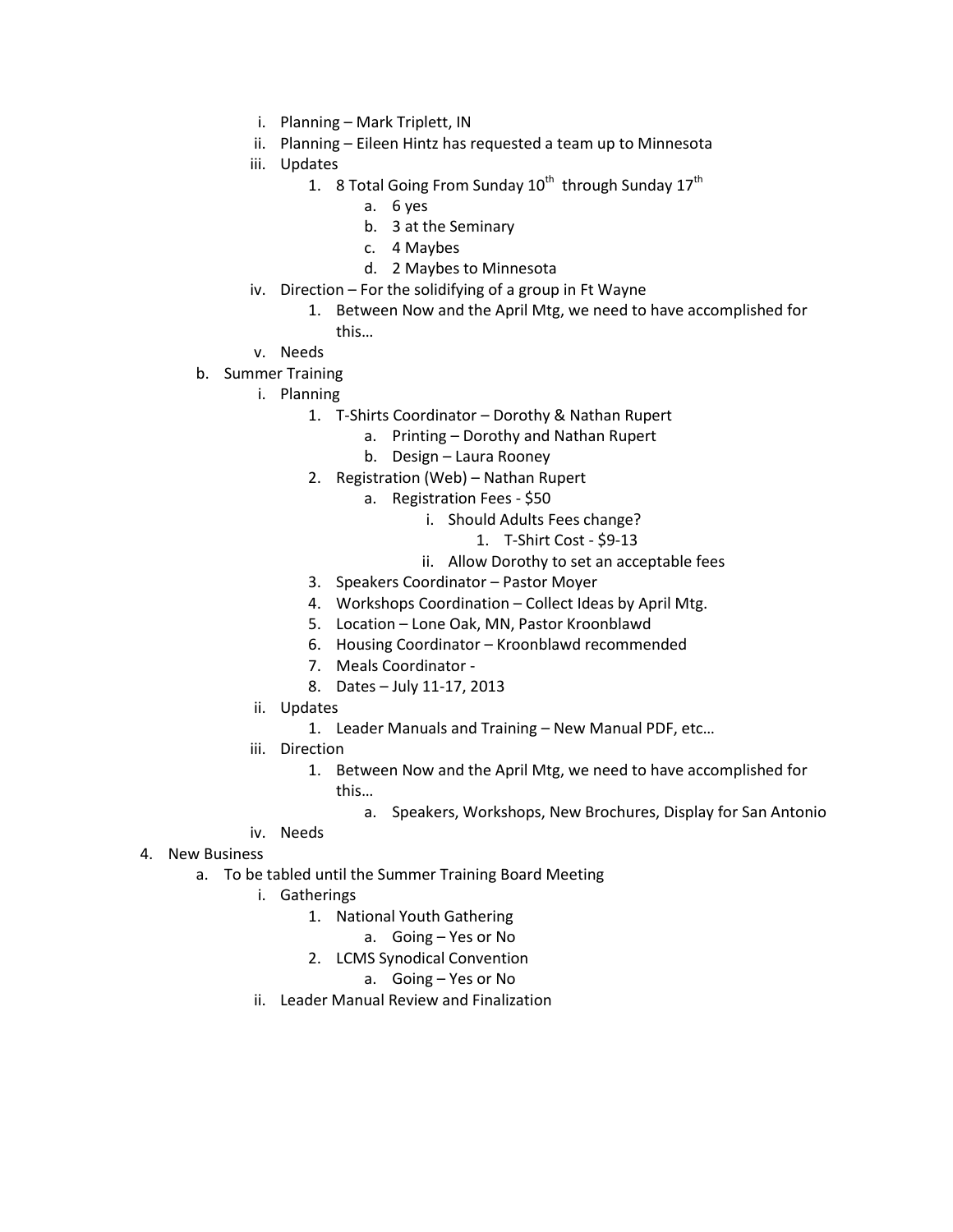i. Planning – Mark Triplett, IN
      ii. Planning – Eileen Hintz has requested a team up to Minnesota
      iii. Updates
         1. 8 Total Going From Sunday 10th through Sunday 17th
            a. 6 yes
            b. 3 at the Seminary
            c. 4 Maybes
            d. 2 Maybes to Minnesota
      iv. Direction – For the solidifying of a group in Ft Wayne
         1. Between Now and the April Mtg, we need to have accomplished for this…
      v. Needs
   b. Summer Training
      i. Planning
         1. T-Shirts Coordinator – Dorothy & Nathan Rupert
            a. Printing – Dorothy and Nathan Rupert
            b. Design – Laura Rooney
         2. Registration (Web) – Nathan Rupert
            a. Registration Fees - $50
               i. Should Adults Fees change?
                  1. T-Shirt Cost - $9-13
               ii. Allow Dorothy to set an acceptable fees
         3. Speakers Coordinator – Pastor Moyer
         4. Workshops Coordination – Collect Ideas by April Mtg.
         5. Location – Lone Oak, MN, Pastor Kroonblawd
         6. Housing Coordinator – Kroonblawd recommended
         7. Meals Coordinator -
         8. Dates – July 11-17, 2013
      ii. Updates
         1. Leader Manuals and Training – New Manual PDF, etc…
      iii. Direction
         1. Between Now and the April Mtg, we need to have accomplished for this…
            a. Speakers, Workshops, New Brochures, Display for San Antonio
      iv. Needs

4. New Business
   a. To be tabled until the Summer Training Board Meeting
      i. Gatherings
         1. National Youth Gathering
            a. Going – Yes or No
         2. LCMS Synodical Convention
            a. Going – Yes or No
      ii. Leader Manual Review and Finalization